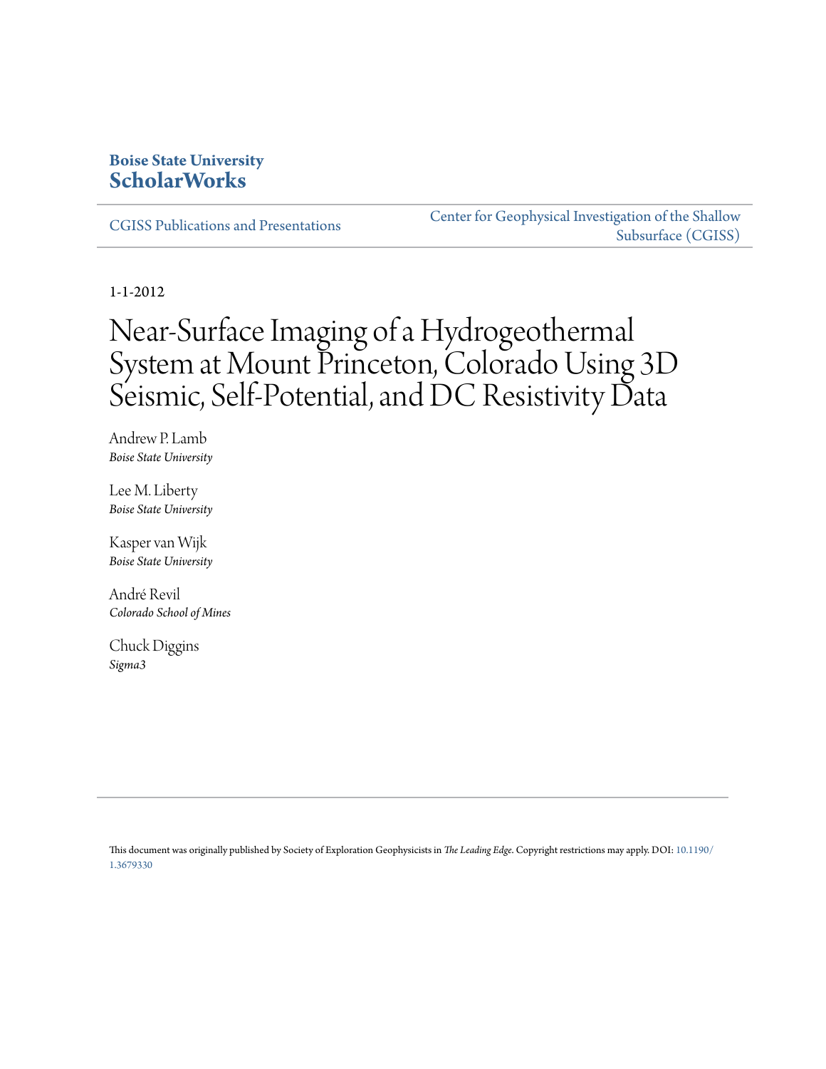**Boise State University**
**ScholarWorks**

CGISS Publications and Presentations

Center for Geophysical Investigation of the Shallow Subsurface (CGISS)

1-1-2012

# Near-Surface Imaging of a Hydrogeothermal System at Mount Princeton, Colorado Using 3D Seismic, Self-Potential, and DC Resistivity Data

Andrew P. Lamb
*Boise State University*

Lee M. Liberty
*Boise State University*

Kasper van Wijk
*Boise State University*

André Revil
*Colorado School of Mines*

Chuck Diggins
*Sigma3*

This document was originally published by Society of Exploration Geophysicists in *The Leading Edge*. Copyright restrictions may apply. DOI: 10.1190/1.3679330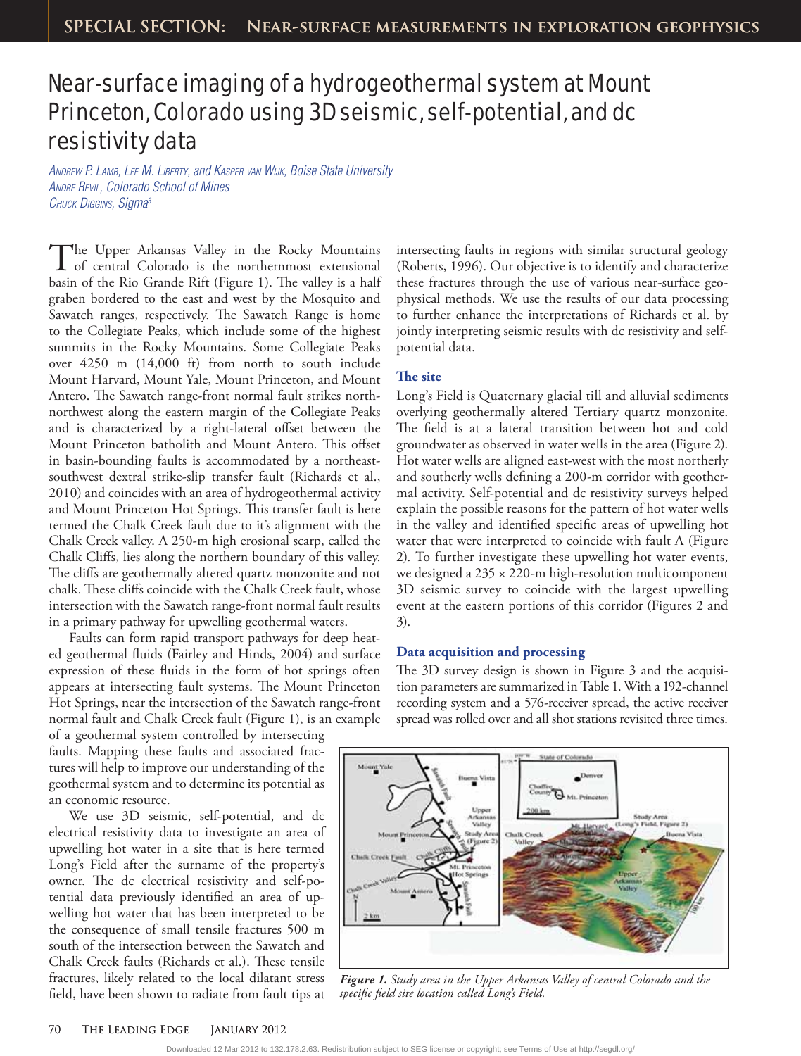# Near-surface imaging of a hydrogeothermal system at Mount Princeton, Colorado using 3D seismic, self-potential, and dc resistivity data

*Andrew P. Lamb, Lee M. Liberty, and Kasper van Wijk, Boise State University*
*Andre Revil, Colorado School of Mines*
*Chuck Diggins, Sigma[3]*

The Upper Arkansas Valley in the Rocky Mountains of central Colorado is the northernmost extensional basin of the Rio Grande Rift (Figure 1). The valley is a half graben bordered to the east and west by the Mosquito and Sawatch ranges, respectively. The Sawatch Range is home to the Collegiate Peaks, which include some of the highest summits in the Rocky Mountains. Some Collegiate Peaks over 4250 m (14,000 ft) from north to south include Mount Harvard, Mount Yale, Mount Princeton, and Mount Antero. The Sawatch range-front normal fault strikes north-northwest along the eastern margin of the Collegiate Peaks and is characterized by a right-lateral offset between the Mount Princeton batholith and Mount Antero. This offset in basin-bounding faults is accommodated by a northeast-southwest dextral strike-slip transfer fault (Richards et al., 2010) and coincides with an area of hydrogeothermal activity and Mount Princeton Hot Springs. This transfer fault is here termed the Chalk Creek fault due to it's alignment with the Chalk Creek valley. A 250-m high erosional scarp, called the Chalk Cliffs, lies along the northern boundary of this valley. The cliffs are geothermally altered quartz monzonite and not chalk. These cliffs coincide with the Chalk Creek fault, whose intersection with the Sawatch range-front normal fault results in a primary pathway for upwelling geothermal waters.

Faults can form rapid transport pathways for deep heated geothermal fluids (Fairley and Hinds, 2004) and surface expression of these fluids in the form of hot springs often appears at intersecting fault systems. The Mount Princeton Hot Springs, near the intersection of the Sawatch range-front normal fault and Chalk Creek fault (Figure 1), is an example of a geothermal system controlled by intersecting faults. Mapping these faults and associated fractures will help to improve our understanding of the geothermal system and to determine its potential as an economic resource.

We use 3D seismic, self-potential, and dc electrical resistivity data to investigate an area of upwelling hot water in a site that is here termed Long's Field after the surname of the property's owner. The dc electrical resistivity and self-potential data previously identified an area of upwelling hot water that has been interpreted to be the consequence of small tensile fractures 500 m south of the intersection between the Sawatch and Chalk Creek faults (Richards et al.). These tensile fractures, likely related to the local dilatant stress field, have been shown to radiate from fault tips at intersecting faults in regions with similar structural geology (Roberts, 1996). Our objective is to identify and characterize these fractures through the use of various near-surface geophysical methods. We use the results of our data processing to further enhance the interpretations of Richards et al. by jointly interpreting seismic results with dc resistivity and self-potential data.

## The site

Long's Field is Quaternary glacial till and alluvial sediments overlying geothermally altered Tertiary quartz monzonite. The field is at a lateral transition between hot and cold groundwater as observed in water wells in the area (Figure 2). Hot water wells are aligned east-west with the most northerly and southerly wells defining a 200-m corridor with geothermal activity. Self-potential and dc resistivity surveys helped explain the possible reasons for the pattern of hot water wells in the valley and identified specific areas of upwelling hot water that were interpreted to coincide with fault A (Figure 2). To further investigate these upwelling hot water events, we designed a 235 × 220-m high-resolution multicomponent 3D seismic survey to coincide with the largest upwelling event at the eastern portions of this corridor (Figures 2 and 3).

## Data acquisition and processing

The 3D survey design is shown in Figure 3 and the acquisition parameters are summarized in Table 1. With a 192-channel recording system and a 576-receiver spread, the active receiver spread was rolled over and all shot stations revisited three times.

*Figure 1. Study area in the Upper Arkansas Valley of central Colorado and the specific field site location called Long's Field.*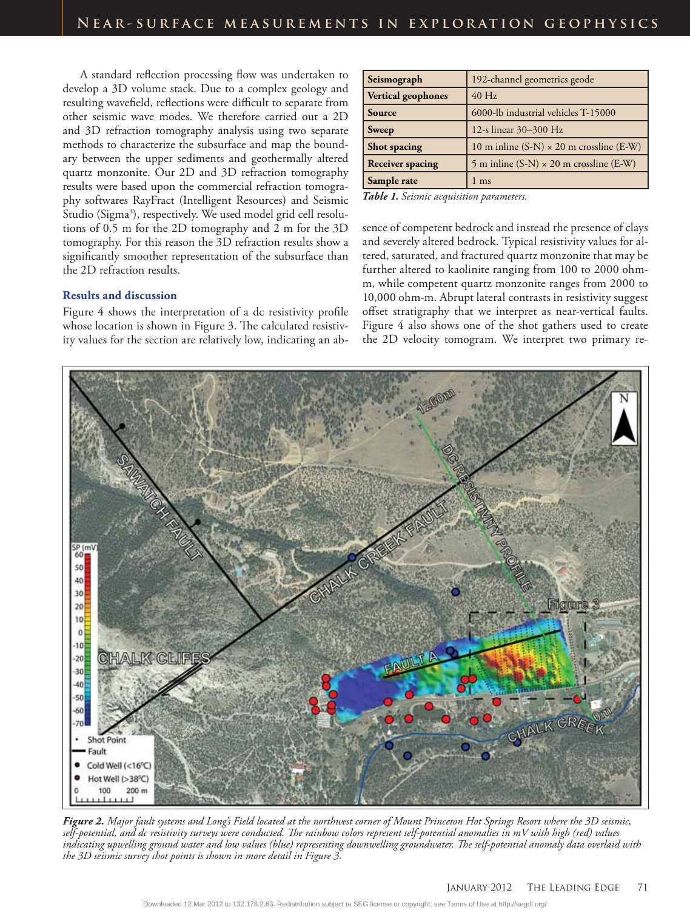A standard reflection processing flow was undertaken to develop a 3D volume stack. Due to a complex geology and resulting wavefield, reflections were difficult to separate from other seismic wave modes. We therefore carried out a 2D and 3D refraction tomography analysis using two separate methods to characterize the subsurface and map the boundary between the upper sediments and geothermally altered quartz monzonite. Our 2D and 3D refraction tomography results were based upon the commercial refraction tomography softwares RayFract (Intelligent Resources) and Seismic Studio (Sigma[3]), respectively. We used model grid cell resolutions of 0.5 m for the 2D tomography and 2 m for the 3D tomography. For this reason the 3D refraction results show a significantly smoother representation of the subsurface than the 2D refraction results.

## Results and discussion

Figure 4 shows the interpretation of a dc resistivity profile whose location is shown in Figure 3. The calculated resistivity values for the section are relatively low, indicating an absence of competent bedrock and instead the presence of clays and severely altered bedrock. Typical resistivity values for altered, saturated, and fractured quartz monzonite that may be further altered to kaolinite ranging from 100 to 2000 ohm-m, while competent quartz monzonite ranges from 2000 to 10,000 ohm-m. Abrupt lateral contrasts in resistivity suggest offset stratigraphy that we interpret as near-vertical faults. Figure 4 also shows one of the shot gathers used to create the 2D velocity tomogram. We interpret two primary re-

| **Seismograph** | 192-channel geometrics geode |
|---|---|
| **Vertical geophones** | 40 Hz |
| **Source** | 6000-lb industrial vehicles T-15000 |
| **Sweep** | 12-s linear 30–300 Hz |
| **Shot spacing** | 10 m inline (S-N) × 20 m crossline (E-W) |
| **Receiver spacing** | 5 m inline (S-N) × 20 m crossline (E-W) |
| **Sample rate** | 1 ms |

***Table 1.*** *Seismic acquisition parameters.*

***Figure 2.*** *Major fault systems and Long's Field located at the northwest corner of Mount Princeton Hot Springs Resort where the 3D seismic, self-potential, and dc resistivity surveys were conducted. The rainbow colors represent self-potential anomalies in mV with high (red) values indicating upwelling ground water and low values (blue) representing downwelling groundwater. The self-potential anomaly data overlaid with the 3D seismic survey shot points is shown in more detail in Figure 3.*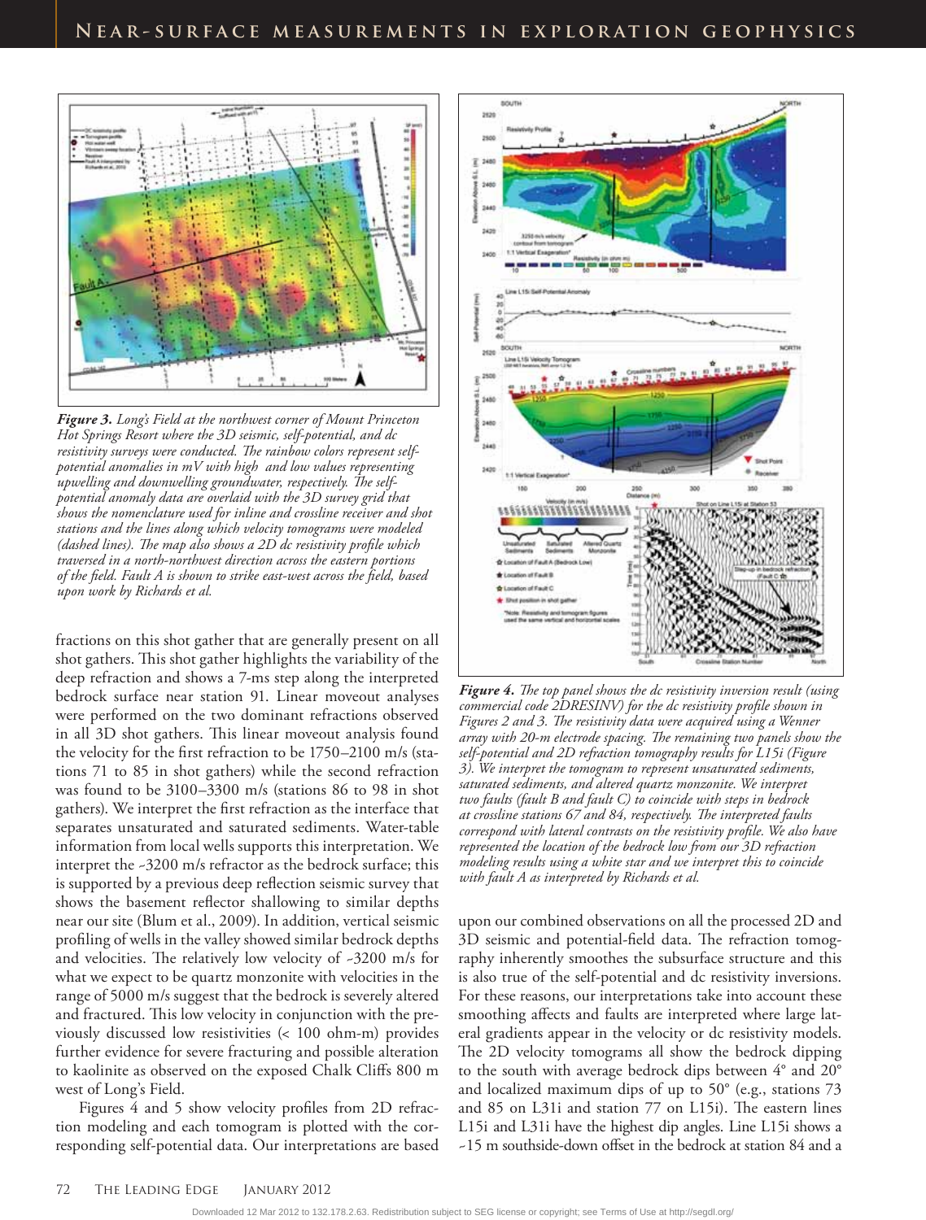*Figure 3. Long's Field at the northwest corner of Mount Princeton Hot Springs Resort where the 3D seismic, self-potential, and dc resistivity surveys were conducted. The rainbow colors represent self-potential anomalies in mV with high and low values representing upwelling and downwelling groundwater, respectively. The self-potential anomaly data are overlaid with the 3D survey grid that shows the nomenclature used for inline and crossline receiver and shot stations and the lines along which velocity tomograms were modeled (dashed lines). The map also shows a 2D dc resistivity profile which traversed in a north-northwest direction across the eastern portions of the field. Fault A is shown to strike east-west across the field, based upon work by Richards et al.*

fractions on this shot gather that are generally present on all shot gathers. This shot gather highlights the variability of the deep refraction and shows a 7-ms step along the interpreted bedrock surface near station 91. Linear moveout analyses were performed on the two dominant refractions observed in all 3D shot gathers. This linear moveout analysis found the velocity for the first refraction to be 1750–2100 m/s (stations 71 to 85 in shot gathers) while the second refraction was found to be 3100–3300 m/s (stations 86 to 98 in shot gathers). We interpret the first refraction as the interface that separates unsaturated and saturated sediments. Water-table information from local wells supports this interpretation. We interpret the ~3200 m/s refractor as the bedrock surface; this is supported by a previous deep reflection seismic survey that shows the basement reflector shallowing to similar depths near our site (Blum et al., 2009). In addition, vertical seismic profiling of wells in the valley showed similar bedrock depths and velocities. The relatively low velocity of ~3200 m/s for what we expect to be quartz monzonite with velocities in the range of 5000 m/s suggest that the bedrock is severely altered and fractured. This low velocity in conjunction with the previously discussed low resistivities (< 100 ohm-m) provides further evidence for severe fracturing and possible alteration to kaolinite as observed on the exposed Chalk Cliffs 800 m west of Long's Field.

Figures 4 and 5 show velocity profiles from 2D refraction modeling and each tomogram is plotted with the corresponding self-potential data. Our interpretations are based upon our combined observations on all the processed 2D and 3D seismic and potential-field data. The refraction tomography inherently smoothes the subsurface structure and this is also true of the self-potential and dc resistivity inversions. For these reasons, our interpretations take into account these smoothing affects and faults are interpreted where large lateral gradients appear in the velocity or dc resistivity models. The 2D velocity tomograms all show the bedrock dipping to the south with average bedrock dips between 4° and 20° and localized maximum dips of up to 50° (e.g., stations 73 and 85 on L31i and station 77 on L15i). The eastern lines L15i and L31i have the highest dip angles. Line L15i shows a ~15 m southside-down offset in the bedrock at station 84 and a

*Figure 4. The top panel shows the dc resistivity inversion result (using commercial code 2DRESINV) for the dc resistivity profile shown in Figures 2 and 3. The resistivity data were acquired using a Wenner array with 20-m electrode spacing. The remaining two panels show the self-potential and 2D refraction tomography results for L15i (Figure 3). We interpret the tomogram to represent unsaturated sediments, saturated sediments, and altered quartz monzonite. We interpret two faults (fault B and fault C) to coincide with steps in bedrock at crossline stations 67 and 84, respectively. The interpreted faults correspond with lateral contrasts on the resistivity profile. We also have represented the location of the bedrock low from our 3D refraction modeling results using a white star and we interpret this to coincide with fault A as interpreted by Richards et al.*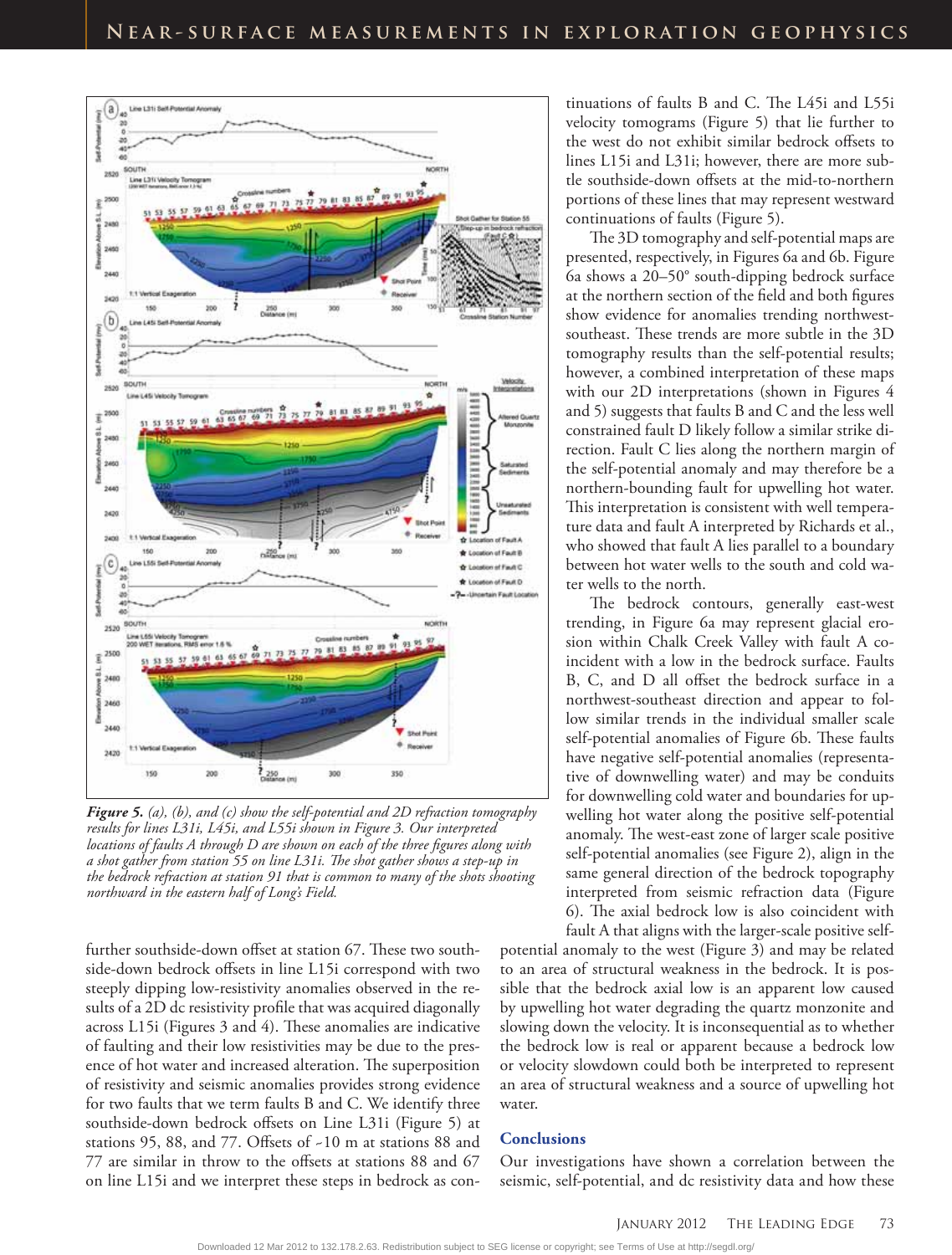**Figure 5.** *(a), (b), and (c) show the self-potential and 2D refraction tomography results for lines L31i, L45i, and L55i shown in Figure 3. Our interpreted locations of faults A through D are shown on each of the three figures along with a shot gather from station 55 on line L31i. The shot gather shows a step-up in the bedrock refraction at station 91 that is common to many of the shots shooting northward in the eastern half of Long's Field.*

further southside-down offset at station 67. These two southside-down bedrock offsets in line L15i correspond with two steeply dipping low-resistivity anomalies observed in the results of a 2D dc resistivity profile that was acquired diagonally across L15i (Figures 3 and 4). These anomalies are indicative of faulting and their low resistivities may be due to the presence of hot water and increased alteration. The superposition of resistivity and seismic anomalies provides strong evidence for two faults that we term faults B and C. We identify three southside-down bedrock offsets on Line L31i (Figure 5) at stations 95, 88, and 77. Offsets of ~10 m at stations 88 and 77 are similar in throw to the offsets at stations 88 and 67 on line L15i and we interpret these steps in bedrock as continuations of faults B and C. The L45i and L55i velocity tomograms (Figure 5) that lie further to the west do not exhibit similar bedrock offsets to lines L15i and L31i; however, there are more subtle southside-down offsets at the mid-to-northern portions of these lines that may represent westward continuations of faults (Figure 5).

The 3D tomography and self-potential maps are presented, respectively, in Figures 6a and 6b. Figure 6a shows a 20–50° south-dipping bedrock surface at the northern section of the field and both figures show evidence for anomalies trending northwest-southeast. These trends are more subtle in the 3D tomography results than the self-potential results; however, a combined interpretation of these maps with our 2D interpretations (shown in Figures 4 and 5) suggests that faults B and C and the less well constrained fault D likely follow a similar strike direction. Fault C lies along the northern margin of the self-potential anomaly and may therefore be a northern-bounding fault for upwelling hot water. This interpretation is consistent with well temperature data and fault A interpreted by Richards et al., who showed that fault A lies parallel to a boundary between hot water wells to the south and cold water wells to the north.

The bedrock contours, generally east-west trending, in Figure 6a may represent glacial erosion within Chalk Creek Valley with fault A coincident with a low in the bedrock surface. Faults B, C, and D all offset the bedrock surface in a northwest-southeast direction and appear to follow similar trends in the individual smaller scale self-potential anomalies of Figure 6b. These faults have negative self-potential anomalies (representative of downwelling water) and may be conduits for downwelling cold water and boundaries for upwelling hot water along the positive self-potential anomaly. The west-east zone of larger scale positive self-potential anomalies (see Figure 2), align in the same general direction of the bedrock topography interpreted from seismic refraction data (Figure 6). The axial bedrock low is also coincident with fault A that aligns with the larger-scale positive self-potential anomaly to the west (Figure 3) and may be related to an area of structural weakness in the bedrock. It is possible that the bedrock axial low is an apparent low caused by upwelling hot water degrading the quartz monzonite and slowing down the velocity. It is inconsequential as to whether the bedrock low is real or apparent because a bedrock low or velocity slowdown could both be interpreted to represent an area of structural weakness and a source of upwelling hot water.

## Conclusions

Our investigations have shown a correlation between the seismic, self-potential, and dc resistivity data and how these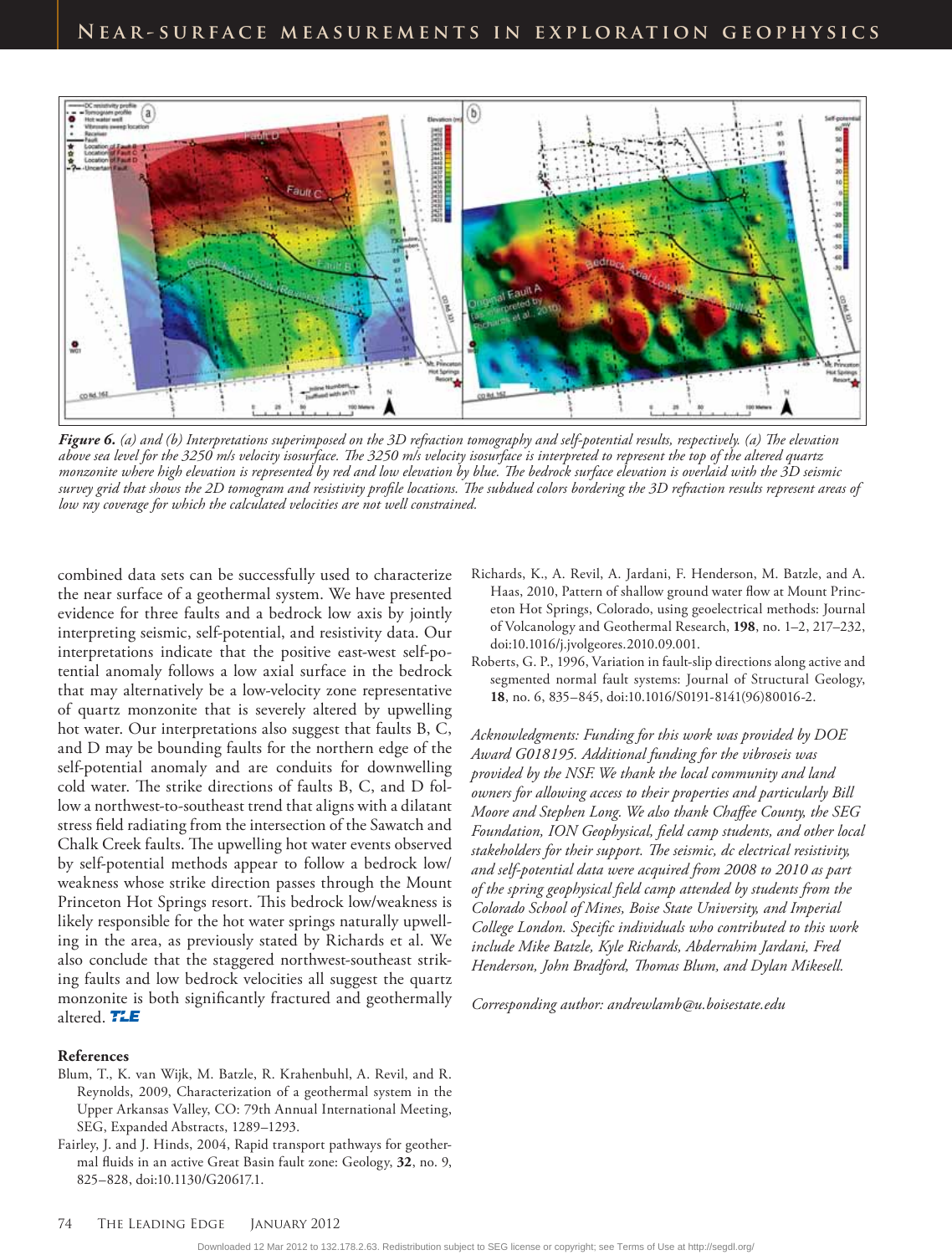*Figure 6. (a) and (b) Interpretations superimposed on the 3D refraction tomography and self-potential results, respectively. (a) The elevation above sea level for the 3250 m/s velocity isosurface. The 3250 m/s velocity isosurface is interpreted to represent the top of the altered quartz monzonite where high elevation is represented by red and low elevation by blue. The bedrock surface elevation is overlaid with the 3D seismic survey grid that shows the 2D tomogram and resistivity profile locations. The subdued colors bordering the 3D refraction results represent areas of low ray coverage for which the calculated velocities are not well constrained.*

combined data sets can be successfully used to characterize the near surface of a geothermal system. We have presented evidence for three faults and a bedrock low axis by jointly interpreting seismic, self-potential, and resistivity data. Our interpretations indicate that the positive east-west self-potential anomaly follows a low axial surface in the bedrock that may alternatively be a low-velocity zone representative of quartz monzonite that is severely altered by upwelling hot water. Our interpretations also suggest that faults B, C, and D may be bounding faults for the northern edge of the self-potential anomaly and are conduits for downwelling cold water. The strike directions of faults B, C, and D follow a northwest-to-southeast trend that aligns with a dilatant stress field radiating from the intersection of the Sawatch and Chalk Creek faults. The upwelling hot water events observed by self-potential methods appear to follow a bedrock low/weakness whose strike direction passes through the Mount Princeton Hot Springs resort. This bedrock low/weakness is likely responsible for the hot water springs naturally upwelling in the area, as previously stated by Richards et al. We also conclude that the staggered northwest-southeast striking faults and low bedrock velocities all suggest the quartz monzonite is both significantly fractured and geothermally altered.

## References

Blum, T., K. van Wijk, M. Batzle, R. Krahenbuhl, A. Revil, and R. Reynolds, 2009, Characterization of a geothermal system in the Upper Arkansas Valley, CO: 79th Annual International Meeting, SEG, Expanded Abstracts, 1289–1293.

Fairley, J. and J. Hinds, 2004, Rapid transport pathways for geothermal fluids in an active Great Basin fault zone: Geology, **32**, no. 9, 825–828, doi:10.1130/G20617.1.

Richards, K., A. Revil, A. Jardani, F. Henderson, M. Batzle, and A. Haas, 2010, Pattern of shallow ground water flow at Mount Princeton Hot Springs, Colorado, using geoelectrical methods: Journal of Volcanology and Geothermal Research, **198**, no. 1–2, 217–232, doi:10.1016/j.jvolgeores.2010.09.001.

Roberts, G. P., 1996, Variation in fault-slip directions along active and segmented normal fault systems: Journal of Structural Geology, **18**, no. 6, 835–845, doi:10.1016/S0191-8141(96)80016-2.

*Acknowledgments: Funding for this work was provided by DOE Award G018195. Additional funding for the vibroseis was provided by the NSF. We thank the local community and land owners for allowing access to their properties and particularly Bill Moore and Stephen Long. We also thank Chaffee County, the SEG Foundation, ION Geophysical, field camp students, and other local stakeholders for their support. The seismic, dc electrical resistivity, and self-potential data were acquired from 2008 to 2010 as part of the spring geophysical field camp attended by students from the Colorado School of Mines, Boise State University, and Imperial College London. Specific individuals who contributed to this work include Mike Batzle, Kyle Richards, Abderrahim Jardani, Fred Henderson, John Bradford, Thomas Blum, and Dylan Mikesell.*

*Corresponding author: andrewlamb@u.boisestate.edu*